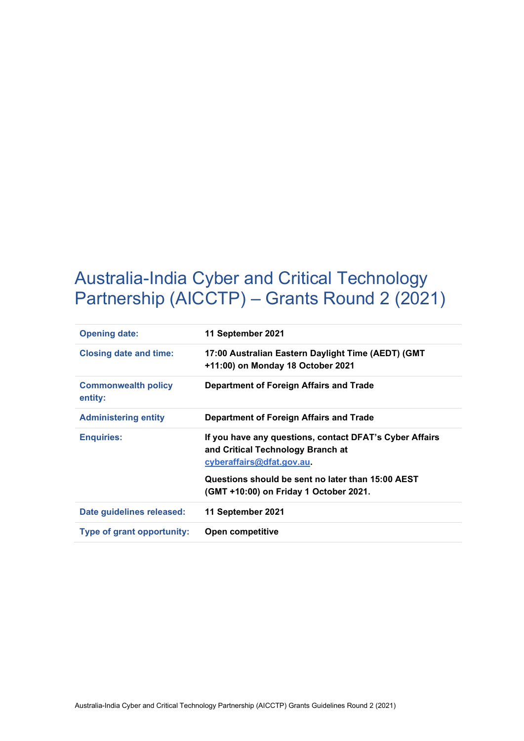# Australia-India Cyber and Critical Technology Partnership (AICCTP) – Grants Round 2 (2021)

| | |
|---|---|
| **Opening date:** | **11 September 2021** |
| **Closing date and time:** | **17:00 Australian Eastern Daylight Time (AEDT) (GMT +11:00) on Monday 18 October 2021** |
| **Commonwealth policy entity:** | **Department of Foreign Affairs and Trade** |
| **Administering entity** | **Department of Foreign Affairs and Trade** |
| **Enquiries:** | **If you have any questions, contact DFAT's Cyber Affairs and Critical Technology Branch at cyberaffairs@dfat.gov.au.** <br><br> **Questions should be sent no later than 15:00 AEST (GMT +10:00) on Friday 1 October 2021.** |
| **Date guidelines released:** | **11 September 2021** |
| **Type of grant opportunity:** | **Open competitive** |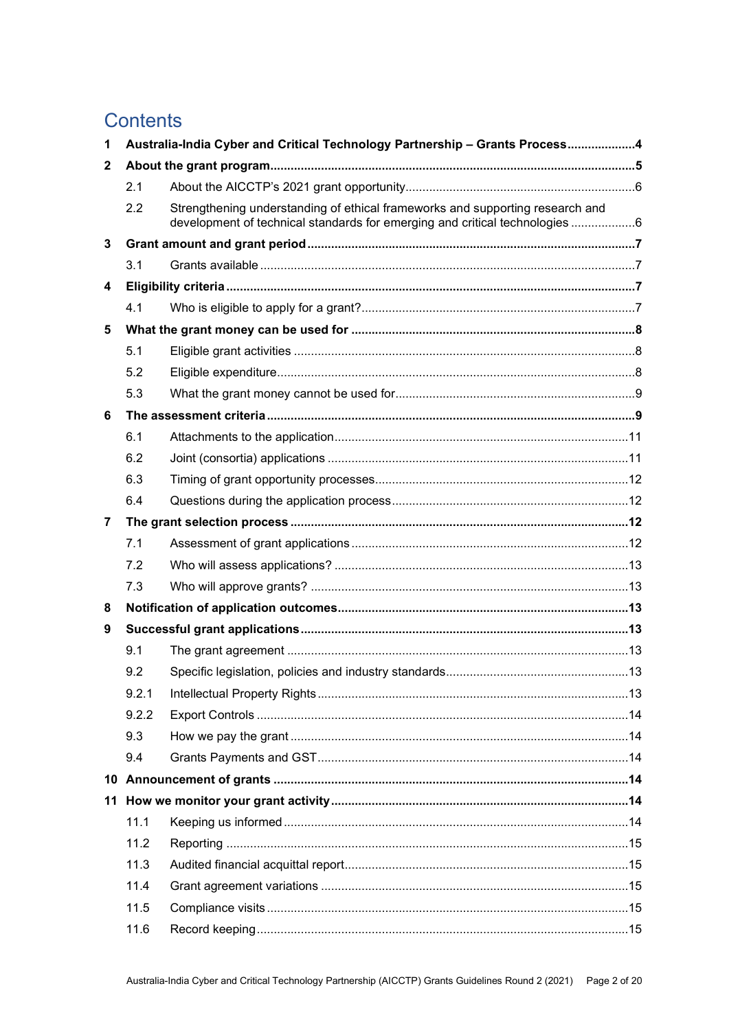# Contents

**1 Australia-India Cyber and Critical Technology Partnership – Grants Process .................... 4**

**2 About the grant program ........................................................................................ 5**

- 2.1 About the AICCTP's 2021 grant opportunity ............................................................ 6
- 2.2 Strengthening understanding of ethical frameworks and supporting research and development of technical standards for emerging and critical technologies .................. 6

**3 Grant amount and grant period ................................................................................ 7**

- 3.1 Grants available ...................................................................................................... 7

**4 Eligibility criteria ..................................................................................................... 7**

- 4.1 Who is eligible to apply for a grant? ........................................................................ 7

**5 What the grant money can be used for ..................................................................... 8**

- 5.1 Eligible grant activities ............................................................................................ 8
- 5.2 Eligible expenditure ................................................................................................ 8
- 5.3 What the grant money cannot be used for ............................................................... 9

**6 The assessment criteria ........................................................................................... 9**

- 6.1 Attachments to the application .............................................................................. 11
- 6.2 Joint (consortia) applications ................................................................................ 11
- 6.3 Timing of grant opportunity processes ................................................................... 12
- 6.4 Questions during the application process ............................................................... 12

**7 The grant selection process ..................................................................................... 12**

- 7.1 Assessment of grant applications .......................................................................... 12
- 7.2 Who will assess applications? ............................................................................... 13
- 7.3 Who will approve grants? ...................................................................................... 13

**8 Notification of application outcomes ...................................................................... 13**

**9 Successful grant applications .................................................................................. 13**

- 9.1 The grant agreement ............................................................................................. 13
- 9.2 Specific legislation, policies and industry standards ............................................... 13
- 9.2.1 Intellectual Property Rights ................................................................................ 13
- 9.2.2 Export Controls .................................................................................................. 14
- 9.3 How we pay the grant ........................................................................................... 14
- 9.4 Grants Payments and GST .................................................................................... 14

**10 Announcement of grants ........................................................................................ 14**

**11 How we monitor your grant activity ........................................................................ 14**

- 11.1 Keeping us informed ........................................................................................... 14
- 11.2 Reporting ............................................................................................................ 15
- 11.3 Audited financial acquittal report ......................................................................... 15
- 11.4 Grant agreement variations ................................................................................. 15
- 11.5 Compliance visits ................................................................................................ 15
- 11.6 Record keeping .................................................................................................... 15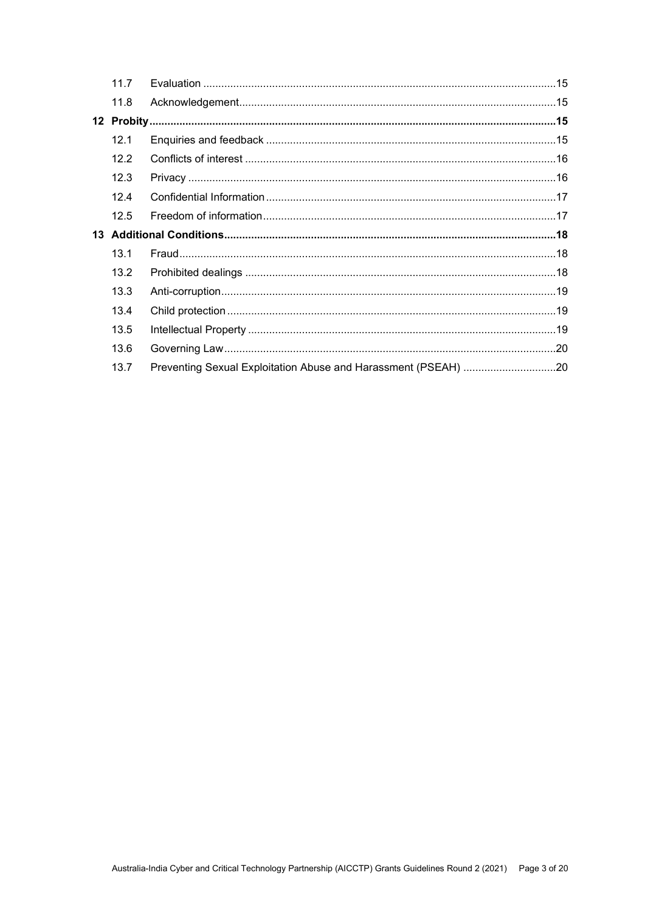| | | |
|---|---|---|
| 11.7 | Evaluation | 15 |
| 11.8 | Acknowledgement | 15 |
| **12** | **Probity** | **15** |
| 12.1 | Enquiries and feedback | 15 |
| 12.2 | Conflicts of interest | 16 |
| 12.3 | Privacy | 16 |
| 12.4 | Confidential Information | 17 |
| 12.5 | Freedom of information | 17 |
| **13** | **Additional Conditions** | **18** |
| 13.1 | Fraud | 18 |
| 13.2 | Prohibited dealings | 18 |
| 13.3 | Anti-corruption | 19 |
| 13.4 | Child protection | 19 |
| 13.5 | Intellectual Property | 19 |
| 13.6 | Governing Law | 20 |
| 13.7 | Preventing Sexual Exploitation Abuse and Harassment (PSEAH) | 20 |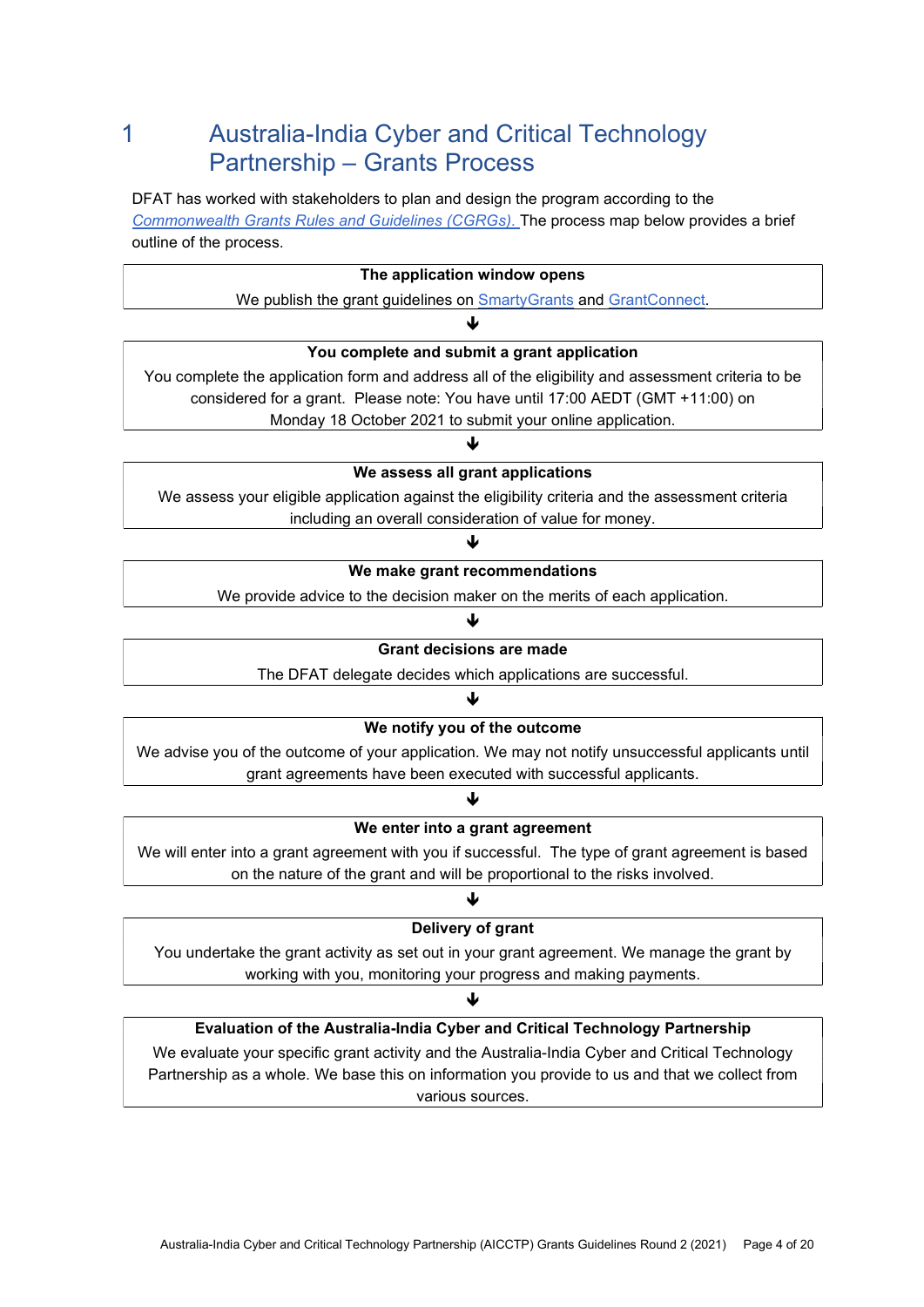# 1 Australia-India Cyber and Critical Technology Partnership – Grants Process

DFAT has worked with stakeholders to plan and design the program according to the *Commonwealth Grants Rules and Guidelines (CGRGs).* The process map below provides a brief outline of the process.

**The application window opens**

We publish the grant guidelines on SmartyGrants and GrantConnect.

↓

**You complete and submit a grant application**

You complete the application form and address all of the eligibility and assessment criteria to be considered for a grant. Please note: You have until 17:00 AEDT (GMT +11:00) on Monday 18 October 2021 to submit your online application.

↓

**We assess all grant applications**

We assess your eligible application against the eligibility criteria and the assessment criteria including an overall consideration of value for money.

↓

**We make grant recommendations**

We provide advice to the decision maker on the merits of each application.

↓

**Grant decisions are made**

The DFAT delegate decides which applications are successful.

↓

**We notify you of the outcome**

We advise you of the outcome of your application. We may not notify unsuccessful applicants until grant agreements have been executed with successful applicants.

↓

**We enter into a grant agreement**

We will enter into a grant agreement with you if successful. The type of grant agreement is based on the nature of the grant and will be proportional to the risks involved.

↓

**Delivery of grant**

You undertake the grant activity as set out in your grant agreement. We manage the grant by working with you, monitoring your progress and making payments.

↓

**Evaluation of the Australia-India Cyber and Critical Technology Partnership**

We evaluate your specific grant activity and the Australia-India Cyber and Critical Technology Partnership as a whole. We base this on information you provide to us and that we collect from various sources.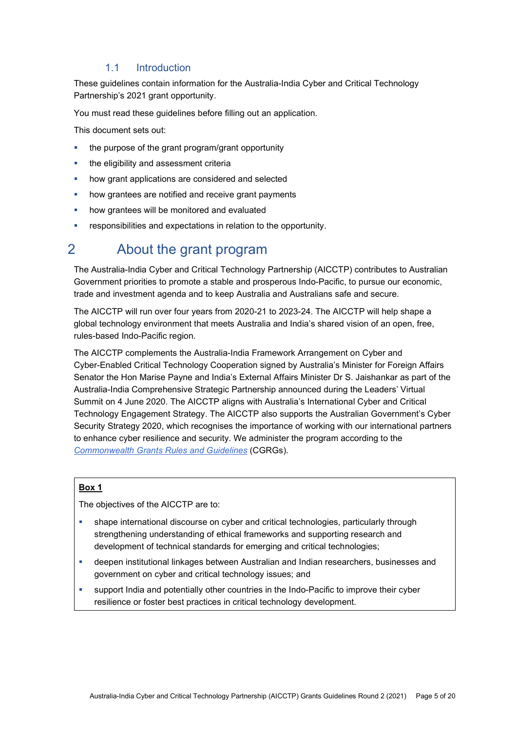### 1.1 Introduction

These guidelines contain information for the Australia-India Cyber and Critical Technology Partnership's 2021 grant opportunity.

You must read these guidelines before filling out an application.

This document sets out:

- the purpose of the grant program/grant opportunity
- the eligibility and assessment criteria
- how grant applications are considered and selected
- how grantees are notified and receive grant payments
- how grantees will be monitored and evaluated
- responsibilities and expectations in relation to the opportunity.

# 2 About the grant program

The Australia-India Cyber and Critical Technology Partnership (AICCTP) contributes to Australian Government priorities to promote a stable and prosperous Indo-Pacific, to pursue our economic, trade and investment agenda and to keep Australia and Australians safe and secure.

The AICCTP will run over four years from 2020-21 to 2023-24. The AICCTP will help shape a global technology environment that meets Australia and India's shared vision of an open, free, rules-based Indo-Pacific region.

The AICCTP complements the Australia-India Framework Arrangement on Cyber and Cyber-Enabled Critical Technology Cooperation signed by Australia's Minister for Foreign Affairs Senator the Hon Marise Payne and India's External Affairs Minister Dr S. Jaishankar as part of the Australia-India Comprehensive Strategic Partnership announced during the Leaders' Virtual Summit on 4 June 2020. The AICCTP aligns with Australia's International Cyber and Critical Technology Engagement Strategy. The AICCTP also supports the Australian Government's Cyber Security Strategy 2020, which recognises the importance of working with our international partners to enhance cyber resilience and security. We administer the program according to the *Commonwealth Grants Rules and Guidelines* (CGRGs).

**Box 1**

The objectives of the AICCTP are to:

- shape international discourse on cyber and critical technologies, particularly through strengthening understanding of ethical frameworks and supporting research and development of technical standards for emerging and critical technologies;
- deepen institutional linkages between Australian and Indian researchers, businesses and government on cyber and critical technology issues; and
- support India and potentially other countries in the Indo-Pacific to improve their cyber resilience or foster best practices in critical technology development.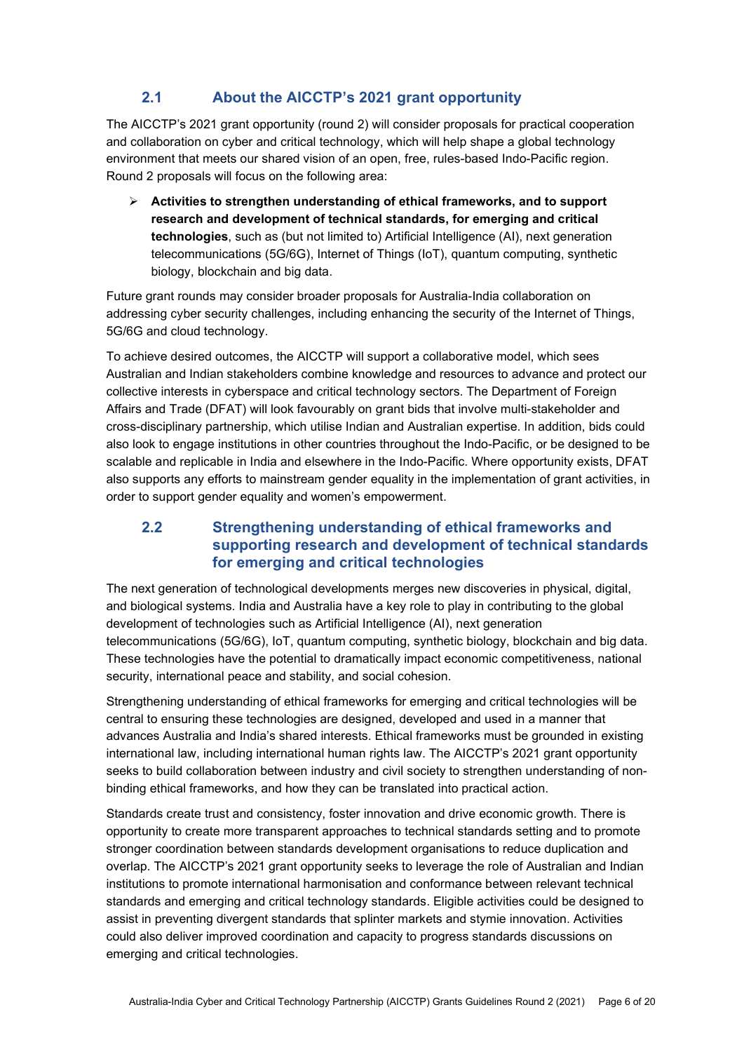## 2.1 About the AICCTP's 2021 grant opportunity

The AICCTP's 2021 grant opportunity (round 2) will consider proposals for practical cooperation and collaboration on cyber and critical technology, which will help shape a global technology environment that meets our shared vision of an open, free, rules-based Indo-Pacific region. Round 2 proposals will focus on the following area:

- **Activities to strengthen understanding of ethical frameworks, and to support research and development of technical standards, for emerging and critical technologies**, such as (but not limited to) Artificial Intelligence (AI), next generation telecommunications (5G/6G), Internet of Things (IoT), quantum computing, synthetic biology, blockchain and big data.

Future grant rounds may consider broader proposals for Australia-India collaboration on addressing cyber security challenges, including enhancing the security of the Internet of Things, 5G/6G and cloud technology.

To achieve desired outcomes, the AICCTP will support a collaborative model, which sees Australian and Indian stakeholders combine knowledge and resources to advance and protect our collective interests in cyberspace and critical technology sectors. The Department of Foreign Affairs and Trade (DFAT) will look favourably on grant bids that involve multi-stakeholder and cross-disciplinary partnership, which utilise Indian and Australian expertise. In addition, bids could also look to engage institutions in other countries throughout the Indo-Pacific, or be designed to be scalable and replicable in India and elsewhere in the Indo-Pacific. Where opportunity exists, DFAT also supports any efforts to mainstream gender equality in the implementation of grant activities, in order to support gender equality and women's empowerment.

## 2.2 Strengthening understanding of ethical frameworks and supporting research and development of technical standards for emerging and critical technologies

The next generation of technological developments merges new discoveries in physical, digital, and biological systems. India and Australia have a key role to play in contributing to the global development of technologies such as Artificial Intelligence (AI), next generation telecommunications (5G/6G), IoT, quantum computing, synthetic biology, blockchain and big data. These technologies have the potential to dramatically impact economic competitiveness, national security, international peace and stability, and social cohesion.

Strengthening understanding of ethical frameworks for emerging and critical technologies will be central to ensuring these technologies are designed, developed and used in a manner that advances Australia and India's shared interests. Ethical frameworks must be grounded in existing international law, including international human rights law. The AICCTP's 2021 grant opportunity seeks to build collaboration between industry and civil society to strengthen understanding of non-binding ethical frameworks, and how they can be translated into practical action.

Standards create trust and consistency, foster innovation and drive economic growth. There is opportunity to create more transparent approaches to technical standards setting and to promote stronger coordination between standards development organisations to reduce duplication and overlap. The AICCTP's 2021 grant opportunity seeks to leverage the role of Australian and Indian institutions to promote international harmonisation and conformance between relevant technical standards and emerging and critical technology standards. Eligible activities could be designed to assist in preventing divergent standards that splinter markets and stymie innovation. Activities could also deliver improved coordination and capacity to progress standards discussions on emerging and critical technologies.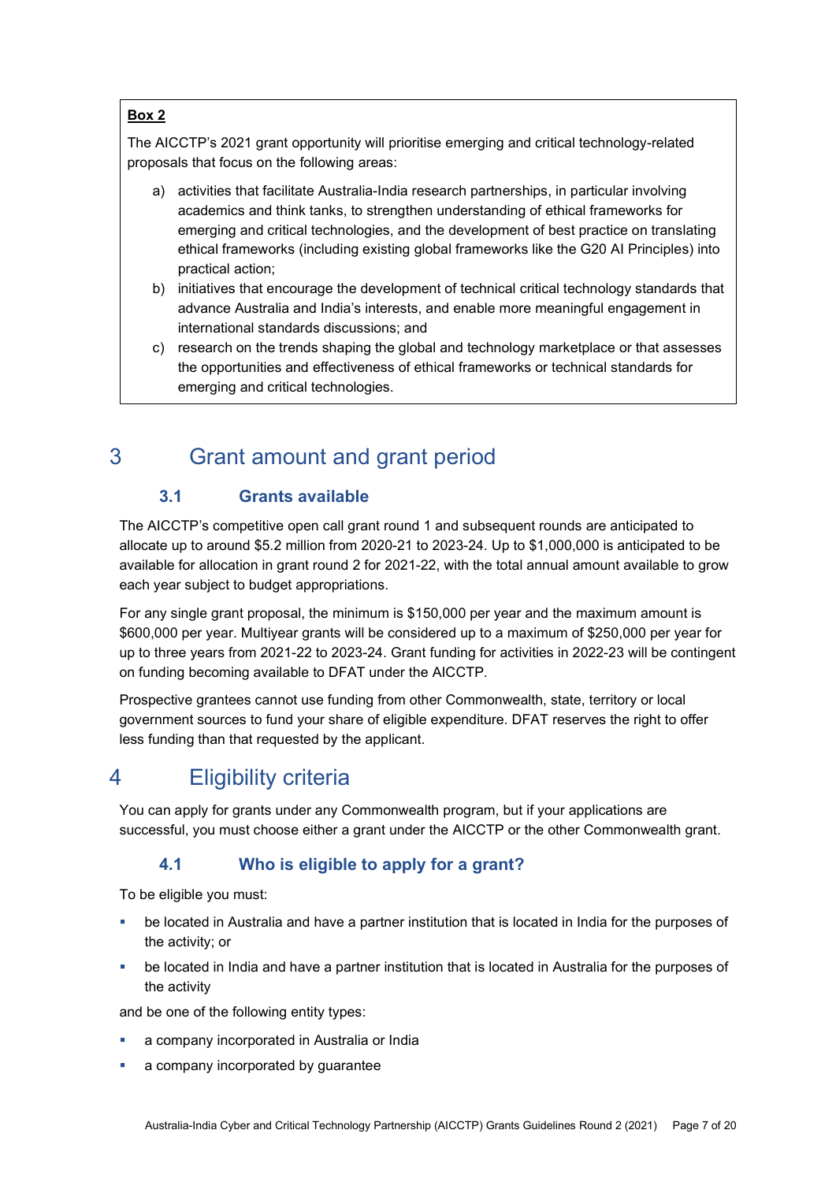**Box 2**

The AICCTP's 2021 grant opportunity will prioritise emerging and critical technology-related proposals that focus on the following areas:

a) activities that facilitate Australia-India research partnerships, in particular involving academics and think tanks, to strengthen understanding of ethical frameworks for emerging and critical technologies, and the development of best practice on translating ethical frameworks (including existing global frameworks like the G20 AI Principles) into practical action;

b) initiatives that encourage the development of technical critical technology standards that advance Australia and India's interests, and enable more meaningful engagement in international standards discussions; and

c) research on the trends shaping the global and technology marketplace or that assesses the opportunities and effectiveness of ethical frameworks or technical standards for emerging and critical technologies.

# 3 Grant amount and grant period

## 3.1 Grants available

The AICCTP's competitive open call grant round 1 and subsequent rounds are anticipated to allocate up to around $5.2 million from 2020-21 to 2023-24. Up to $1,000,000 is anticipated to be available for allocation in grant round 2 for 2021-22, with the total annual amount available to grow each year subject to budget appropriations.

For any single grant proposal, the minimum is $150,000 per year and the maximum amount is $600,000 per year. Multiyear grants will be considered up to a maximum of $250,000 per year for up to three years from 2021-22 to 2023-24. Grant funding for activities in 2022-23 will be contingent on funding becoming available to DFAT under the AICCTP.

Prospective grantees cannot use funding from other Commonwealth, state, territory or local government sources to fund your share of eligible expenditure. DFAT reserves the right to offer less funding than that requested by the applicant.

# 4 Eligibility criteria

You can apply for grants under any Commonwealth program, but if your applications are successful, you must choose either a grant under the AICCTP or the other Commonwealth grant.

## 4.1 Who is eligible to apply for a grant?

To be eligible you must:

- be located in Australia and have a partner institution that is located in India for the purposes of the activity; or
- be located in India and have a partner institution that is located in Australia for the purposes of the activity

and be one of the following entity types:

- a company incorporated in Australia or India
- a company incorporated by guarantee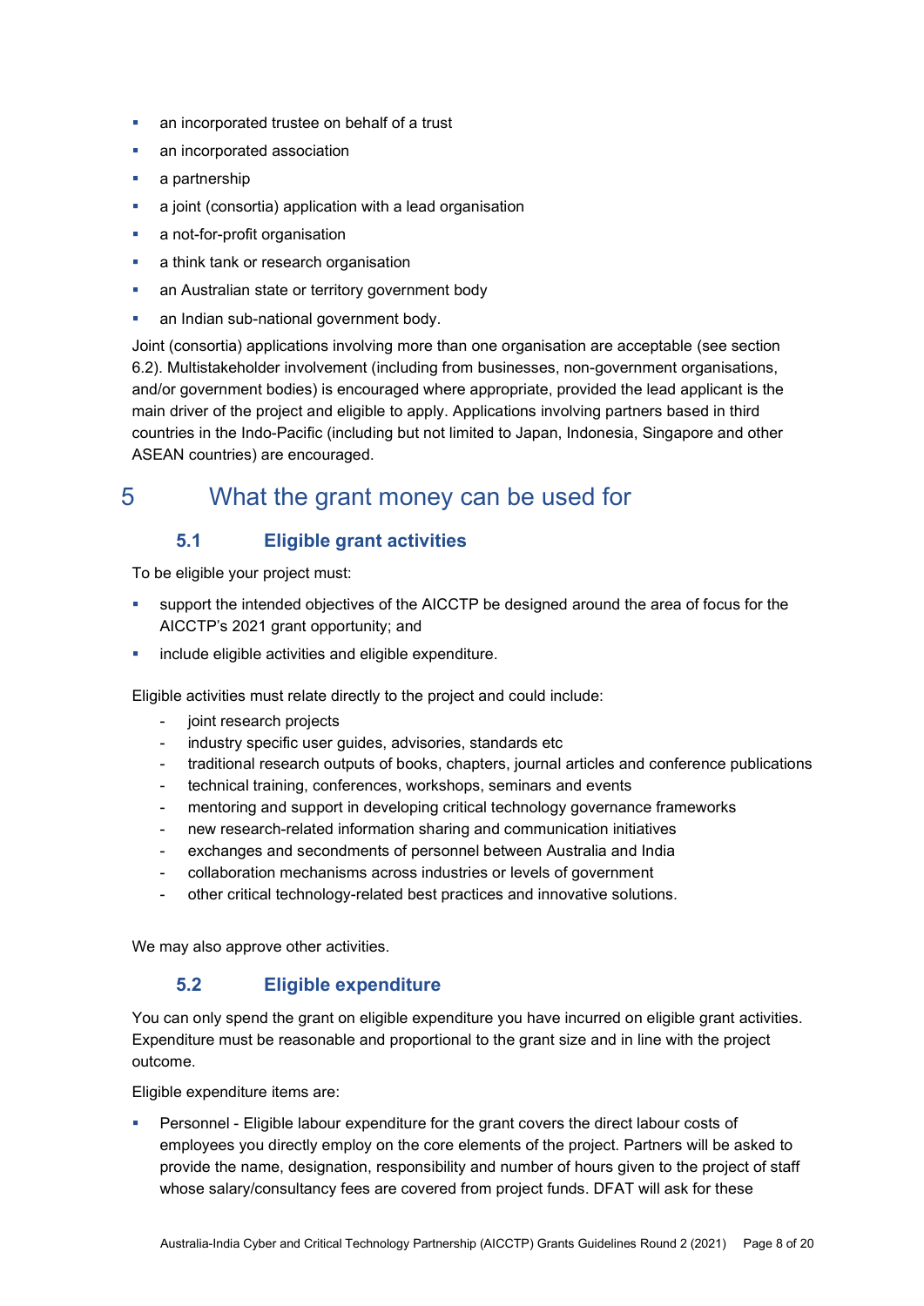- an incorporated trustee on behalf of a trust
- an incorporated association
- a partnership
- a joint (consortia) application with a lead organisation
- a not-for-profit organisation
- a think tank or research organisation
- an Australian state or territory government body
- an Indian sub-national government body.

Joint (consortia) applications involving more than one organisation are acceptable (see section 6.2). Multistakeholder involvement (including from businesses, non-government organisations, and/or government bodies) is encouraged where appropriate, provided the lead applicant is the main driver of the project and eligible to apply. Applications involving partners based in third countries in the Indo-Pacific (including but not limited to Japan, Indonesia, Singapore and other ASEAN countries) are encouraged.

# 5 What the grant money can be used for

## 5.1 Eligible grant activities

To be eligible your project must:

- support the intended objectives of the AICCTP be designed around the area of focus for the AICCTP's 2021 grant opportunity; and
- include eligible activities and eligible expenditure.

Eligible activities must relate directly to the project and could include:

- joint research projects
- industry specific user guides, advisories, standards etc
- traditional research outputs of books, chapters, journal articles and conference publications
- technical training, conferences, workshops, seminars and events
- mentoring and support in developing critical technology governance frameworks
- new research-related information sharing and communication initiatives
- exchanges and secondments of personnel between Australia and India
- collaboration mechanisms across industries or levels of government
- other critical technology-related best practices and innovative solutions.

We may also approve other activities.

## 5.2 Eligible expenditure

You can only spend the grant on eligible expenditure you have incurred on eligible grant activities. Expenditure must be reasonable and proportional to the grant size and in line with the project outcome.

Eligible expenditure items are:

- Personnel - Eligible labour expenditure for the grant covers the direct labour costs of employees you directly employ on the core elements of the project. Partners will be asked to provide the name, designation, responsibility and number of hours given to the project of staff whose salary/consultancy fees are covered from project funds. DFAT will ask for these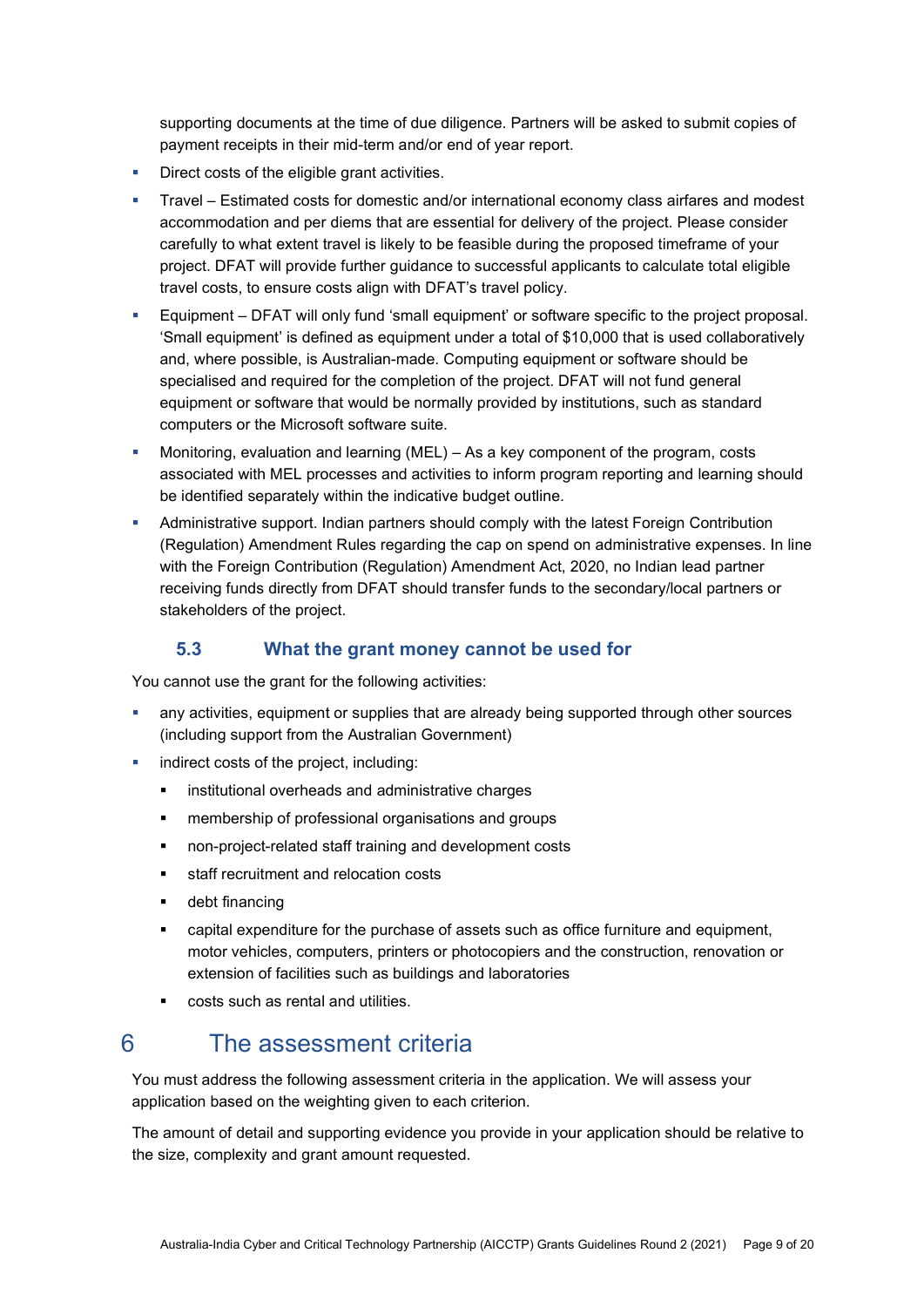supporting documents at the time of due diligence. Partners will be asked to submit copies of payment receipts in their mid-term and/or end of year report.

- Direct costs of the eligible grant activities.
- Travel – Estimated costs for domestic and/or international economy class airfares and modest accommodation and per diems that are essential for delivery of the project. Please consider carefully to what extent travel is likely to be feasible during the proposed timeframe of your project. DFAT will provide further guidance to successful applicants to calculate total eligible travel costs, to ensure costs align with DFAT's travel policy.
- Equipment – DFAT will only fund 'small equipment' or software specific to the project proposal. 'Small equipment' is defined as equipment under a total of $10,000 that is used collaboratively and, where possible, is Australian-made. Computing equipment or software should be specialised and required for the completion of the project. DFAT will not fund general equipment or software that would be normally provided by institutions, such as standard computers or the Microsoft software suite.
- Monitoring, evaluation and learning (MEL) – As a key component of the program, costs associated with MEL processes and activities to inform program reporting and learning should be identified separately within the indicative budget outline.
- Administrative support. Indian partners should comply with the latest Foreign Contribution (Regulation) Amendment Rules regarding the cap on spend on administrative expenses. In line with the Foreign Contribution (Regulation) Amendment Act, 2020, no Indian lead partner receiving funds directly from DFAT should transfer funds to the secondary/local partners or stakeholders of the project.

### 5.3 What the grant money cannot be used for

You cannot use the grant for the following activities:

- any activities, equipment or supplies that are already being supported through other sources (including support from the Australian Government)
- indirect costs of the project, including:
  - institutional overheads and administrative charges
  - membership of professional organisations and groups
  - non-project-related staff training and development costs
  - staff recruitment and relocation costs
  - debt financing
  - capital expenditure for the purchase of assets such as office furniture and equipment, motor vehicles, computers, printers or photocopiers and the construction, renovation or extension of facilities such as buildings and laboratories
  - costs such as rental and utilities.

## 6 The assessment criteria

You must address the following assessment criteria in the application. We will assess your application based on the weighting given to each criterion.

The amount of detail and supporting evidence you provide in your application should be relative to the size, complexity and grant amount requested.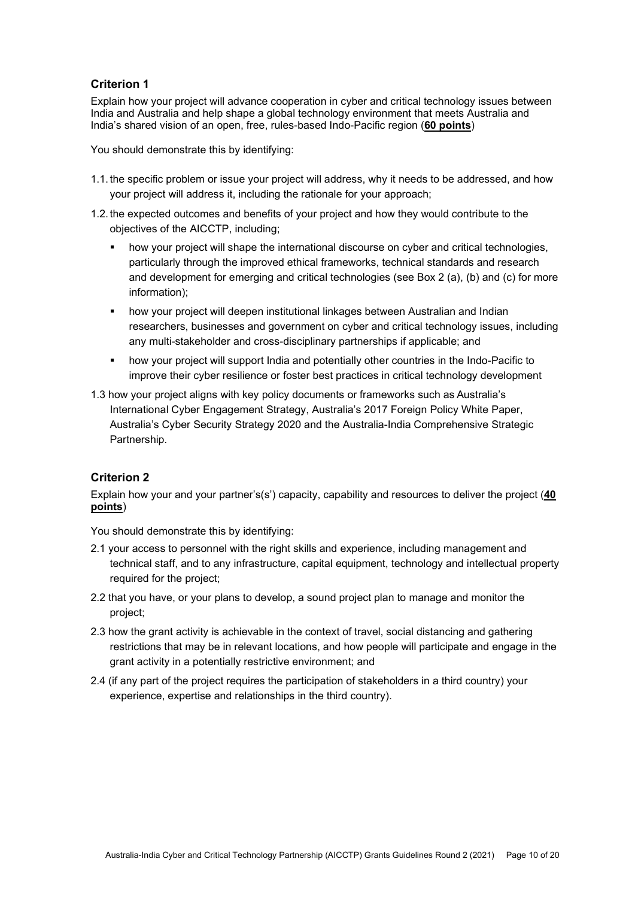## Criterion 1

Explain how your project will advance cooperation in cyber and critical technology issues between India and Australia and help shape a global technology environment that meets Australia and India's shared vision of an open, free, rules-based Indo-Pacific region (**60 points**)

You should demonstrate this by identifying:

1.1. the specific problem or issue your project will address, why it needs to be addressed, and how your project will address it, including the rationale for your approach;

1.2. the expected outcomes and benefits of your project and how they would contribute to the objectives of the AICCTP, including;

- how your project will shape the international discourse on cyber and critical technologies, particularly through the improved ethical frameworks, technical standards and research and development for emerging and critical technologies (see Box 2 (a), (b) and (c) for more information);
- how your project will deepen institutional linkages between Australian and Indian researchers, businesses and government on cyber and critical technology issues, including any multi-stakeholder and cross-disciplinary partnerships if applicable; and
- how your project will support India and potentially other countries in the Indo-Pacific to improve their cyber resilience or foster best practices in critical technology development

1.3 how your project aligns with key policy documents or frameworks such as Australia's International Cyber Engagement Strategy, Australia's 2017 Foreign Policy White Paper, Australia's Cyber Security Strategy 2020 and the Australia-India Comprehensive Strategic Partnership.

## Criterion 2

Explain how your and your partner's(s') capacity, capability and resources to deliver the project (**40 points**)

You should demonstrate this by identifying:

2.1 your access to personnel with the right skills and experience, including management and technical staff, and to any infrastructure, capital equipment, technology and intellectual property required for the project;

2.2 that you have, or your plans to develop, a sound project plan to manage and monitor the project;

2.3 how the grant activity is achievable in the context of travel, social distancing and gathering restrictions that may be in relevant locations, and how people will participate and engage in the grant activity in a potentially restrictive environment; and

2.4 (if any part of the project requires the participation of stakeholders in a third country) your experience, expertise and relationships in the third country).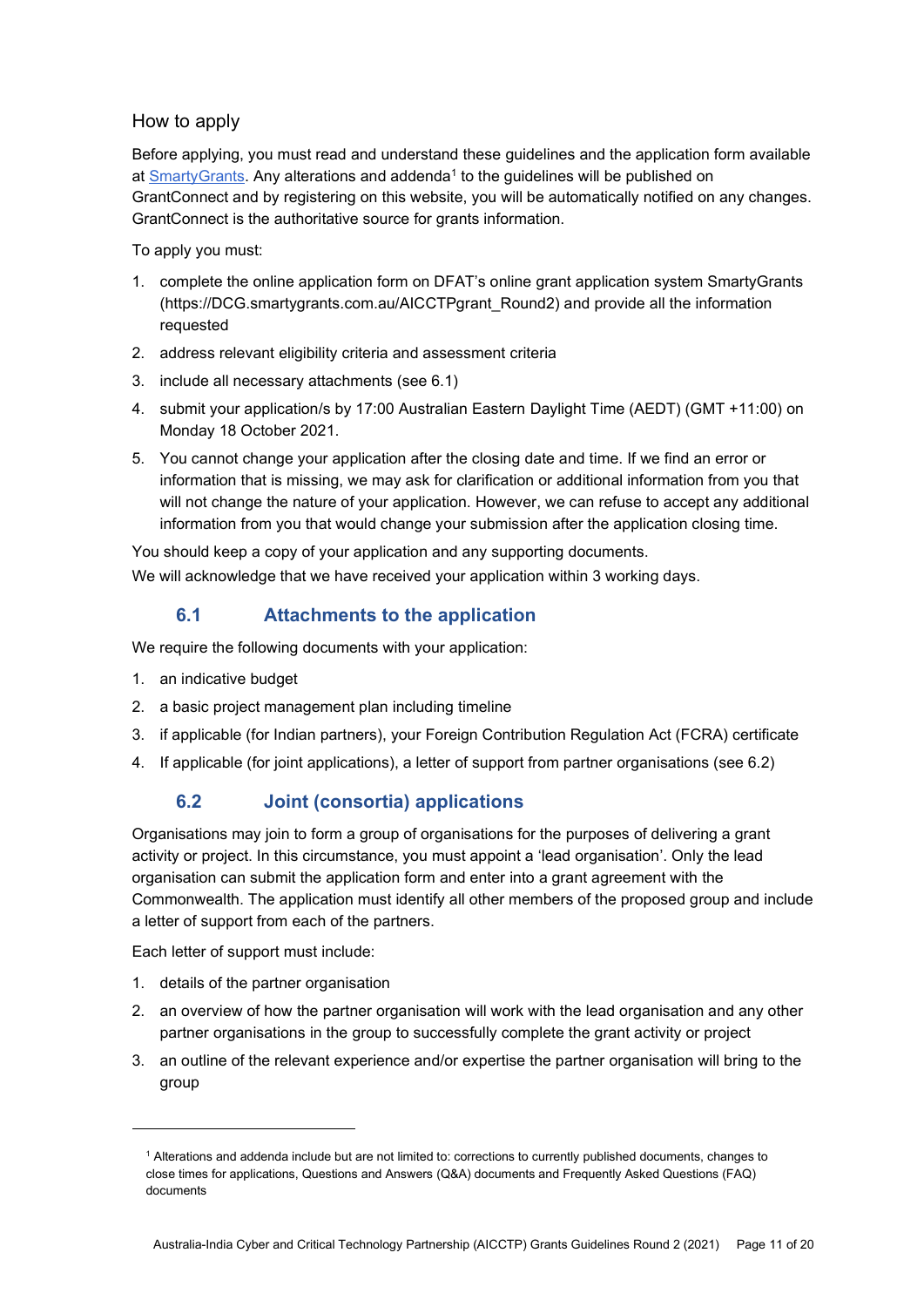## How to apply

Before applying, you must read and understand these guidelines and the application form available at SmartyGrants. Any alterations and addenda[1] to the guidelines will be published on GrantConnect and by registering on this website, you will be automatically notified on any changes. GrantConnect is the authoritative source for grants information.

To apply you must:

1. complete the online application form on DFAT's online grant application system SmartyGrants (https://DCG.smartygrants.com.au/AICCTPgrant_Round2) and provide all the information requested
2. address relevant eligibility criteria and assessment criteria
3. include all necessary attachments (see 6.1)
4. submit your application/s by 17:00 Australian Eastern Daylight Time (AEDT) (GMT +11:00) on Monday 18 October 2021.
5. You cannot change your application after the closing date and time. If we find an error or information that is missing, we may ask for clarification or additional information from you that will not change the nature of your application. However, we can refuse to accept any additional information from you that would change your submission after the application closing time.

You should keep a copy of your application and any supporting documents.

We will acknowledge that we have received your application within 3 working days.

### 6.1 Attachments to the application

We require the following documents with your application:

1. an indicative budget
2. a basic project management plan including timeline
3. if applicable (for Indian partners), your Foreign Contribution Regulation Act (FCRA) certificate
4. If applicable (for joint applications), a letter of support from partner organisations (see 6.2)

### 6.2 Joint (consortia) applications

Organisations may join to form a group of organisations for the purposes of delivering a grant activity or project. In this circumstance, you must appoint a 'lead organisation'. Only the lead organisation can submit the application form and enter into a grant agreement with the Commonwealth. The application must identify all other members of the proposed group and include a letter of support from each of the partners.

Each letter of support must include:

1. details of the partner organisation
2. an overview of how the partner organisation will work with the lead organisation and any other partner organisations in the group to successfully complete the grant activity or project
3. an outline of the relevant experience and/or expertise the partner organisation will bring to the group

---

[1] Alterations and addenda include but are not limited to: corrections to currently published documents, changes to close times for applications, Questions and Answers (Q&A) documents and Frequently Asked Questions (FAQ) documents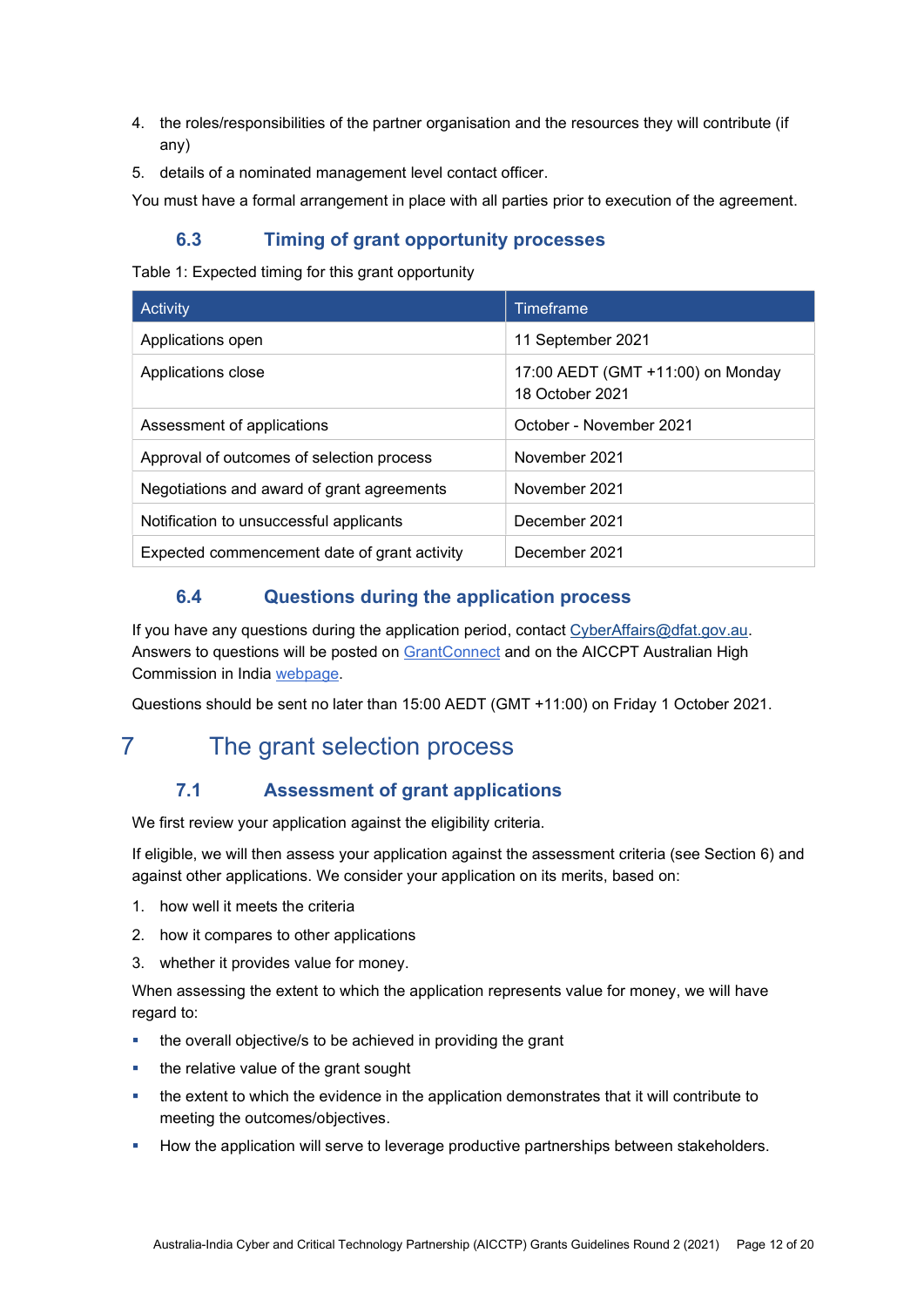4. the roles/responsibilities of the partner organisation and the resources they will contribute (if any)
5. details of a nominated management level contact officer.

You must have a formal arrangement in place with all parties prior to execution of the agreement.

### 6.3 Timing of grant opportunity processes

Table 1: Expected timing for this grant opportunity

| Activity | Timeframe |
| --- | --- |
| Applications open | 11 September 2021 |
| Applications close | 17:00 AEDT (GMT +11:00) on Monday 18 October 2021 |
| Assessment of applications | October - November 2021 |
| Approval of outcomes of selection process | November 2021 |
| Negotiations and award of grant agreements | November 2021 |
| Notification to unsuccessful applicants | December 2021 |
| Expected commencement date of grant activity | December 2021 |

### 6.4 Questions during the application process

If you have any questions during the application period, contact CyberAffairs@dfat.gov.au. Answers to questions will be posted on GrantConnect and on the AICCPT Australian High Commission in India webpage.

Questions should be sent no later than 15:00 AEDT (GMT +11:00) on Friday 1 October 2021.

## 7 The grant selection process

### 7.1 Assessment of grant applications

We first review your application against the eligibility criteria.

If eligible, we will then assess your application against the assessment criteria (see Section 6) and against other applications. We consider your application on its merits, based on:

1. how well it meets the criteria
2. how it compares to other applications
3. whether it provides value for money.

When assessing the extent to which the application represents value for money, we will have regard to:

- the overall objective/s to be achieved in providing the grant
- the relative value of the grant sought
- the extent to which the evidence in the application demonstrates that it will contribute to meeting the outcomes/objectives.
- How the application will serve to leverage productive partnerships between stakeholders.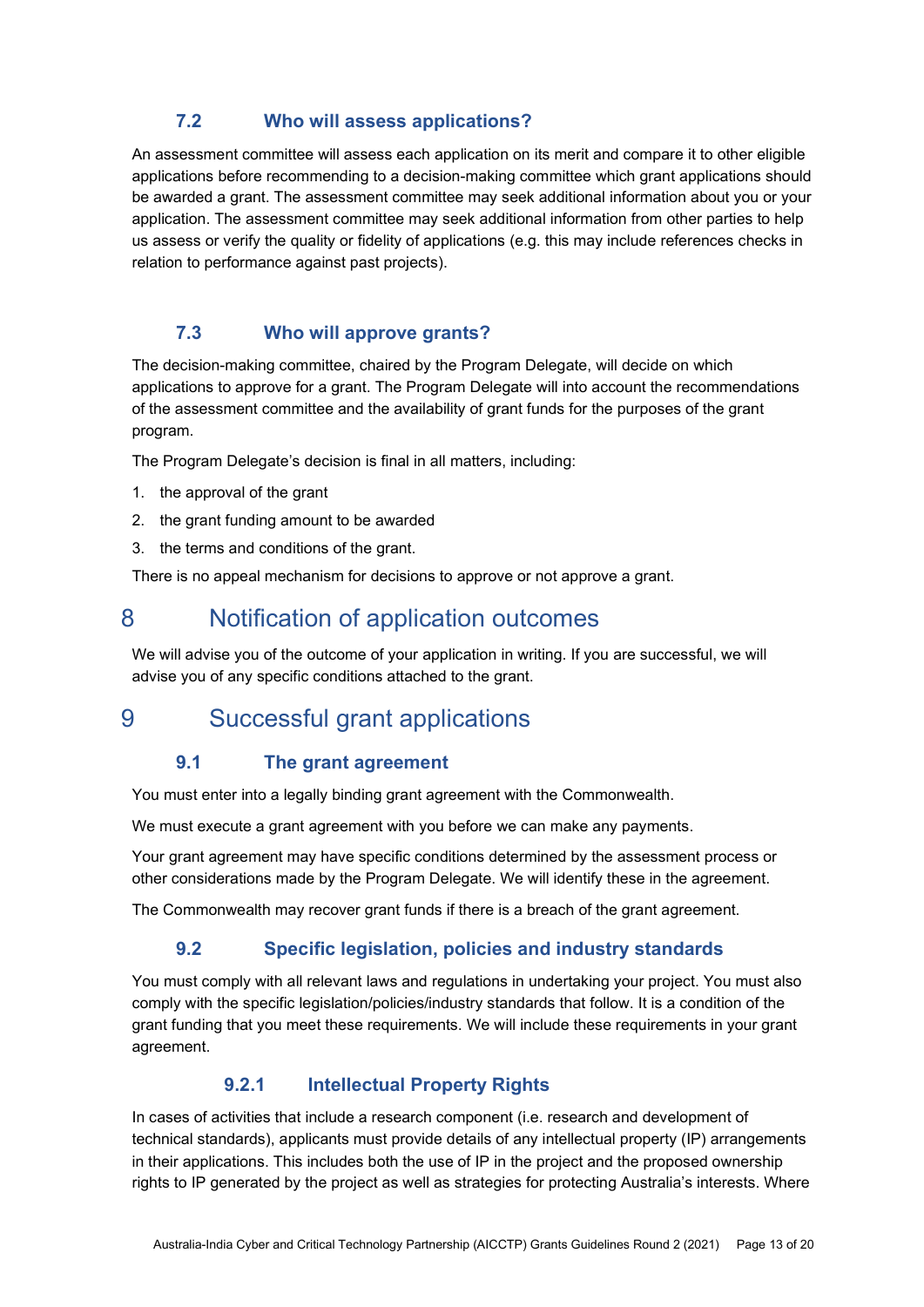### 7.2 Who will assess applications?

An assessment committee will assess each application on its merit and compare it to other eligible applications before recommending to a decision-making committee which grant applications should be awarded a grant. The assessment committee may seek additional information about you or your application. The assessment committee may seek additional information from other parties to help us assess or verify the quality or fidelity of applications (e.g. this may include references checks in relation to performance against past projects).

### 7.3 Who will approve grants?

The decision-making committee, chaired by the Program Delegate, will decide on which applications to approve for a grant. The Program Delegate will into account the recommendations of the assessment committee and the availability of grant funds for the purposes of the grant program.

The Program Delegate's decision is final in all matters, including:

1. the approval of the grant
2. the grant funding amount to be awarded
3. the terms and conditions of the grant.

There is no appeal mechanism for decisions to approve or not approve a grant.

## 8 Notification of application outcomes

We will advise you of the outcome of your application in writing. If you are successful, we will advise you of any specific conditions attached to the grant.

## 9 Successful grant applications

### 9.1 The grant agreement

You must enter into a legally binding grant agreement with the Commonwealth.

We must execute a grant agreement with you before we can make any payments.

Your grant agreement may have specific conditions determined by the assessment process or other considerations made by the Program Delegate. We will identify these in the agreement.

The Commonwealth may recover grant funds if there is a breach of the grant agreement.

### 9.2 Specific legislation, policies and industry standards

You must comply with all relevant laws and regulations in undertaking your project. You must also comply with the specific legislation/policies/industry standards that follow. It is a condition of the grant funding that you meet these requirements. We will include these requirements in your grant agreement.

#### 9.2.1 Intellectual Property Rights

In cases of activities that include a research component (i.e. research and development of technical standards), applicants must provide details of any intellectual property (IP) arrangements in their applications. This includes both the use of IP in the project and the proposed ownership rights to IP generated by the project as well as strategies for protecting Australia's interests. Where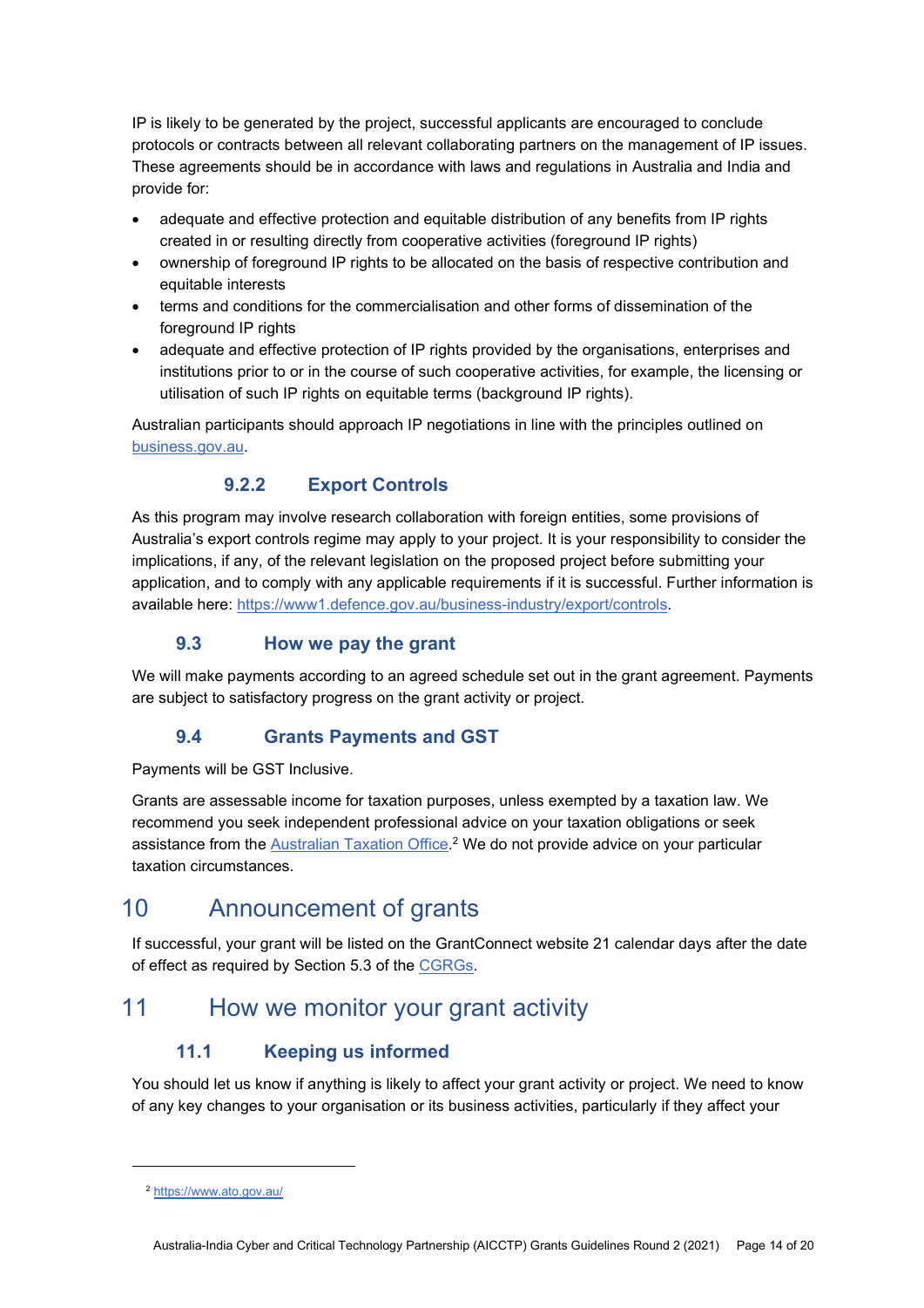IP is likely to be generated by the project, successful applicants are encouraged to conclude protocols or contracts between all relevant collaborating partners on the management of IP issues. These agreements should be in accordance with laws and regulations in Australia and India and provide for:

- adequate and effective protection and equitable distribution of any benefits from IP rights created in or resulting directly from cooperative activities (foreground IP rights)
- ownership of foreground IP rights to be allocated on the basis of respective contribution and equitable interests
- terms and conditions for the commercialisation and other forms of dissemination of the foreground IP rights
- adequate and effective protection of IP rights provided by the organisations, enterprises and institutions prior to or in the course of such cooperative activities, for example, the licensing or utilisation of such IP rights on equitable terms (background IP rights).

Australian participants should approach IP negotiations in line with the principles outlined on [business.gov.au](business.gov.au).

#### 9.2.2 Export Controls

As this program may involve research collaboration with foreign entities, some provisions of Australia's export controls regime may apply to your project. It is your responsibility to consider the implications, if any, of the relevant legislation on the proposed project before submitting your application, and to comply with any applicable requirements if it is successful. Further information is available here: https://www1.defence.gov.au/business-industry/export/controls.

### 9.3 How we pay the grant

We will make payments according to an agreed schedule set out in the grant agreement. Payments are subject to satisfactory progress on the grant activity or project.

### 9.4 Grants Payments and GST

Payments will be GST Inclusive.

Grants are assessable income for taxation purposes, unless exempted by a taxation law. We recommend you seek independent professional advice on your taxation obligations or seek assistance from the Australian Taxation Office.[2] We do not provide advice on your particular taxation circumstances.

## 10 Announcement of grants

If successful, your grant will be listed on the GrantConnect website 21 calendar days after the date of effect as required by Section 5.3 of the CGRGs.

## 11 How we monitor your grant activity

### 11.1 Keeping us informed

You should let us know if anything is likely to affect your grant activity or project. We need to know of any key changes to your organisation or its business activities, particularly if they affect your

---

[2] https://www.ato.gov.au/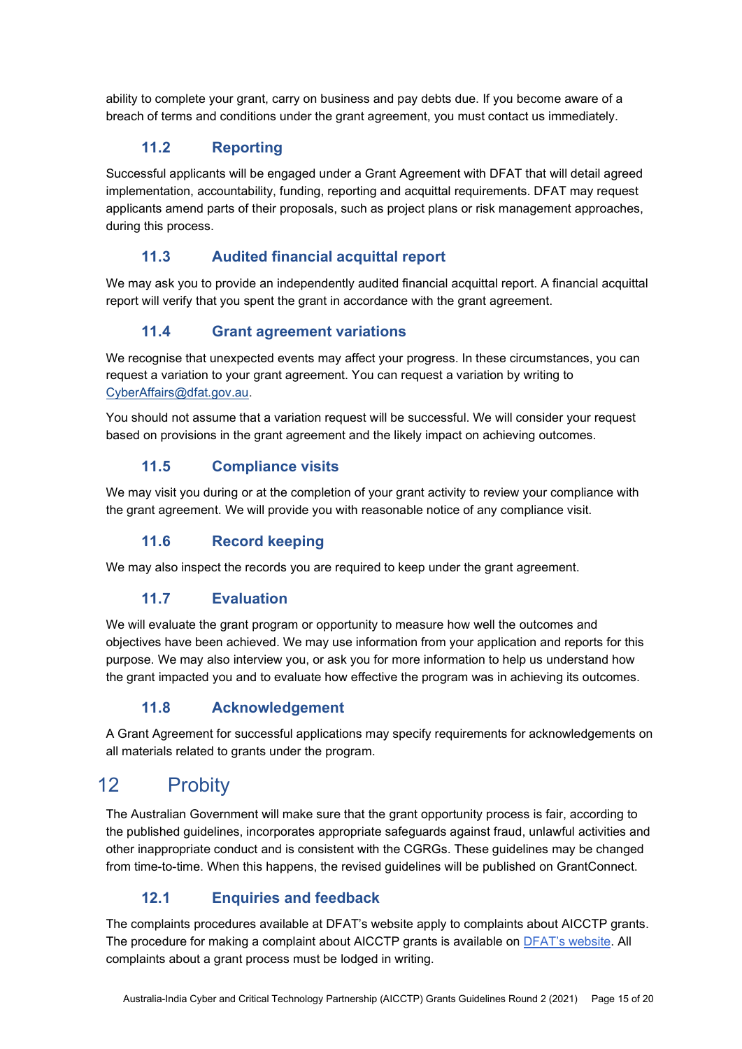ability to complete your grant, carry on business and pay debts due. If you become aware of a breach of terms and conditions under the grant agreement, you must contact us immediately.

### 11.2 Reporting

Successful applicants will be engaged under a Grant Agreement with DFAT that will detail agreed implementation, accountability, funding, reporting and acquittal requirements. DFAT may request applicants amend parts of their proposals, such as project plans or risk management approaches, during this process.

### 11.3 Audited financial acquittal report

We may ask you to provide an independently audited financial acquittal report. A financial acquittal report will verify that you spent the grant in accordance with the grant agreement.

### 11.4 Grant agreement variations

We recognise that unexpected events may affect your progress. In these circumstances, you can request a variation to your grant agreement. You can request a variation by writing to CyberAffairs@dfat.gov.au.

You should not assume that a variation request will be successful. We will consider your request based on provisions in the grant agreement and the likely impact on achieving outcomes.

### 11.5 Compliance visits

We may visit you during or at the completion of your grant activity to review your compliance with the grant agreement. We will provide you with reasonable notice of any compliance visit.

### 11.6 Record keeping

We may also inspect the records you are required to keep under the grant agreement.

### 11.7 Evaluation

We will evaluate the grant program or opportunity to measure how well the outcomes and objectives have been achieved. We may use information from your application and reports for this purpose. We may also interview you, or ask you for more information to help us understand how the grant impacted you and to evaluate how effective the program was in achieving its outcomes.

### 11.8 Acknowledgement

A Grant Agreement for successful applications may specify requirements for acknowledgements on all materials related to grants under the program.

## 12 Probity

The Australian Government will make sure that the grant opportunity process is fair, according to the published guidelines, incorporates appropriate safeguards against fraud, unlawful activities and other inappropriate conduct and is consistent with the CGRGs. These guidelines may be changed from time-to-time. When this happens, the revised guidelines will be published on GrantConnect.

### 12.1 Enquiries and feedback

The complaints procedures available at DFAT's website apply to complaints about AICCTP grants. The procedure for making a complaint about AICCTP grants is available on DFAT's website. All complaints about a grant process must be lodged in writing.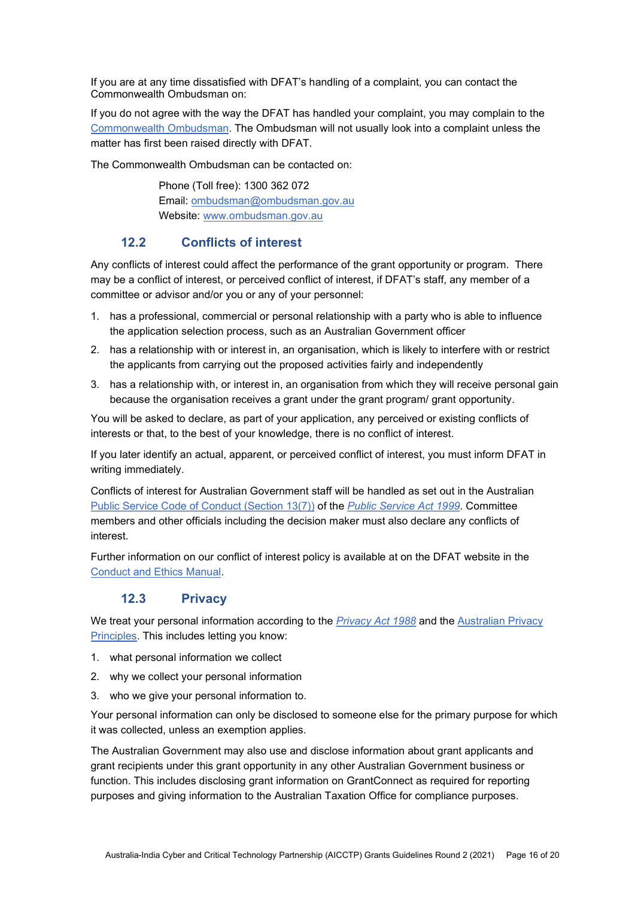If you are at any time dissatisfied with DFAT's handling of a complaint, you can contact the Commonwealth Ombudsman on:

If you do not agree with the way the DFAT has handled your complaint, you may complain to the Commonwealth Ombudsman. The Ombudsman will not usually look into a complaint unless the matter has first been raised directly with DFAT.

The Commonwealth Ombudsman can be contacted on:

> Phone (Toll free): 1300 362 072
> Email: ombudsman@ombudsman.gov.au
> Website: www.ombudsman.gov.au

### 12.2 Conflicts of interest

Any conflicts of interest could affect the performance of the grant opportunity or program. There may be a conflict of interest, or perceived conflict of interest, if DFAT's staff, any member of a committee or advisor and/or you or any of your personnel:

1. has a professional, commercial or personal relationship with a party who is able to influence the application selection process, such as an Australian Government officer
2. has a relationship with or interest in, an organisation, which is likely to interfere with or restrict the applicants from carrying out the proposed activities fairly and independently
3. has a relationship with, or interest in, an organisation from which they will receive personal gain because the organisation receives a grant under the grant program/ grant opportunity.

You will be asked to declare, as part of your application, any perceived or existing conflicts of interests or that, to the best of your knowledge, there is no conflict of interest.

If you later identify an actual, apparent, or perceived conflict of interest, you must inform DFAT in writing immediately.

Conflicts of interest for Australian Government staff will be handled as set out in the Australian Public Service Code of Conduct (Section 13(7)) of the *Public Service Act 1999*. Committee members and other officials including the decision maker must also declare any conflicts of interest.

Further information on our conflict of interest policy is available at on the DFAT website in the Conduct and Ethics Manual.

### 12.3 Privacy

We treat your personal information according to the *Privacy Act 1988* and the Australian Privacy Principles. This includes letting you know:

1. what personal information we collect
2. why we collect your personal information
3. who we give your personal information to.

Your personal information can only be disclosed to someone else for the primary purpose for which it was collected, unless an exemption applies.

The Australian Government may also use and disclose information about grant applicants and grant recipients under this grant opportunity in any other Australian Government business or function. This includes disclosing grant information on GrantConnect as required for reporting purposes and giving information to the Australian Taxation Office for compliance purposes.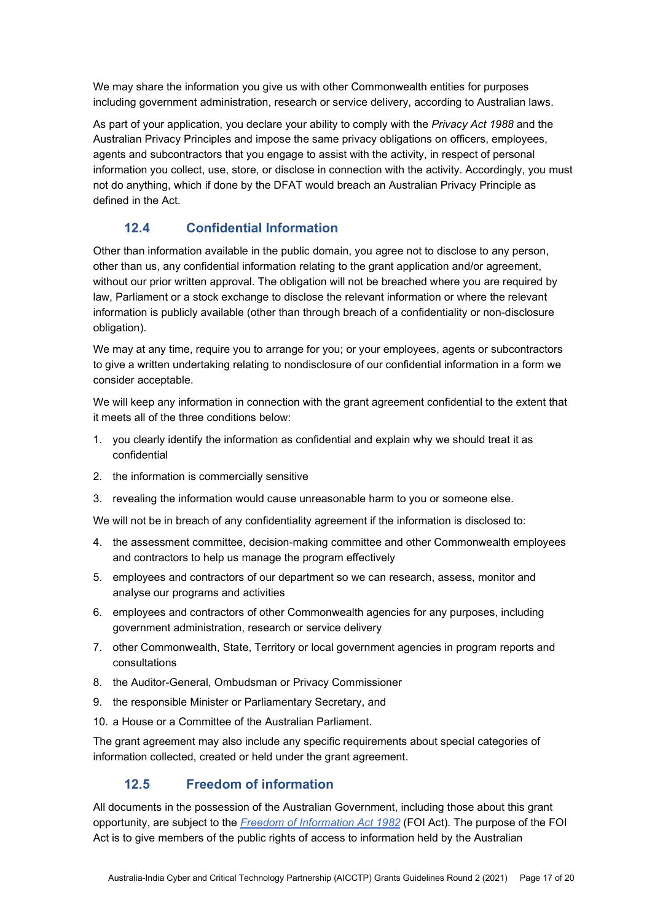We may share the information you give us with other Commonwealth entities for purposes including government administration, research or service delivery, according to Australian laws.

As part of your application, you declare your ability to comply with the *Privacy Act 1988* and the Australian Privacy Principles and impose the same privacy obligations on officers, employees, agents and subcontractors that you engage to assist with the activity, in respect of personal information you collect, use, store, or disclose in connection with the activity. Accordingly, you must not do anything, which if done by the DFAT would breach an Australian Privacy Principle as defined in the Act.

### 12.4 Confidential Information

Other than information available in the public domain, you agree not to disclose to any person, other than us, any confidential information relating to the grant application and/or agreement, without our prior written approval. The obligation will not be breached where you are required by law, Parliament or a stock exchange to disclose the relevant information or where the relevant information is publicly available (other than through breach of a confidentiality or non-disclosure obligation).

We may at any time, require you to arrange for you; or your employees, agents or subcontractors to give a written undertaking relating to nondisclosure of our confidential information in a form we consider acceptable.

We will keep any information in connection with the grant agreement confidential to the extent that it meets all of the three conditions below:

1. you clearly identify the information as confidential and explain why we should treat it as confidential
2. the information is commercially sensitive
3. revealing the information would cause unreasonable harm to you or someone else.

We will not be in breach of any confidentiality agreement if the information is disclosed to:

4. the assessment committee, decision-making committee and other Commonwealth employees and contractors to help us manage the program effectively
5. employees and contractors of our department so we can research, assess, monitor and analyse our programs and activities
6. employees and contractors of other Commonwealth agencies for any purposes, including government administration, research or service delivery
7. other Commonwealth, State, Territory or local government agencies in program reports and consultations
8. the Auditor-General, Ombudsman or Privacy Commissioner
9. the responsible Minister or Parliamentary Secretary, and
10. a House or a Committee of the Australian Parliament.

The grant agreement may also include any specific requirements about special categories of information collected, created or held under the grant agreement.

### 12.5 Freedom of information

All documents in the possession of the Australian Government, including those about this grant opportunity, are subject to the *Freedom of Information Act 1982* (FOI Act). The purpose of the FOI Act is to give members of the public rights of access to information held by the Australian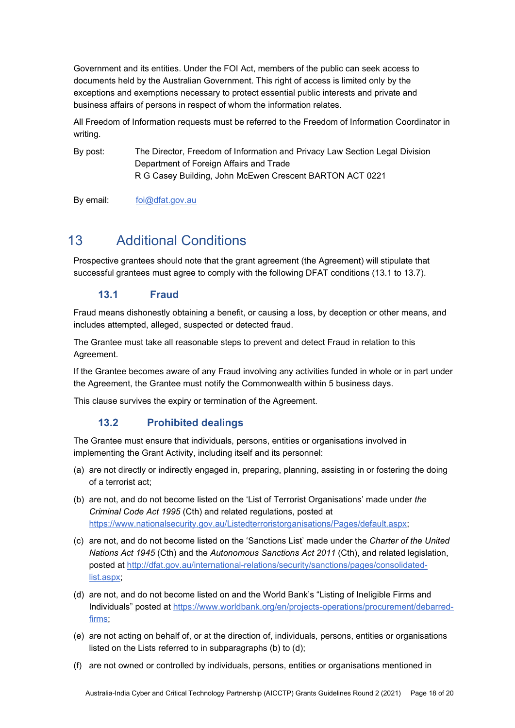Government and its entities. Under the FOI Act, members of the public can seek access to documents held by the Australian Government. This right of access is limited only by the exceptions and exemptions necessary to protect essential public interests and private and business affairs of persons in respect of whom the information relates.

All Freedom of Information requests must be referred to the Freedom of Information Coordinator in writing.

By post: The Director, Freedom of Information and Privacy Law Section Legal Division
Department of Foreign Affairs and Trade
R G Casey Building, John McEwen Crescent BARTON ACT 0221

By email: foi@dfat.gov.au

# 13 Additional Conditions

Prospective grantees should note that the grant agreement (the Agreement) will stipulate that successful grantees must agree to comply with the following DFAT conditions (13.1 to 13.7).

## 13.1 Fraud

Fraud means dishonestly obtaining a benefit, or causing a loss, by deception or other means, and includes attempted, alleged, suspected or detected fraud.

The Grantee must take all reasonable steps to prevent and detect Fraud in relation to this Agreement.

If the Grantee becomes aware of any Fraud involving any activities funded in whole or in part under the Agreement, the Grantee must notify the Commonwealth within 5 business days.

This clause survives the expiry or termination of the Agreement.

## 13.2 Prohibited dealings

The Grantee must ensure that individuals, persons, entities or organisations involved in implementing the Grant Activity, including itself and its personnel:

(a) are not directly or indirectly engaged in, preparing, planning, assisting in or fostering the doing of a terrorist act;

(b) are not, and do not become listed on the 'List of Terrorist Organisations' made under *the Criminal Code Act 1995* (Cth) and related regulations, posted at https://www.nationalsecurity.gov.au/Listedterroristorganisations/Pages/default.aspx;

(c) are not, and do not become listed on the 'Sanctions List' made under the *Charter of the United Nations Act 1945* (Cth) and the *Autonomous Sanctions Act 2011* (Cth), and related legislation, posted at http://dfat.gov.au/international-relations/security/sanctions/pages/consolidated-list.aspx;

(d) are not, and do not become listed on and the World Bank's "Listing of Ineligible Firms and Individuals" posted at https://www.worldbank.org/en/projects-operations/procurement/debarred-firms;

(e) are not acting on behalf of, or at the direction of, individuals, persons, entities or organisations listed on the Lists referred to in subparagraphs (b) to (d);

(f) are not owned or controlled by individuals, persons, entities or organisations mentioned in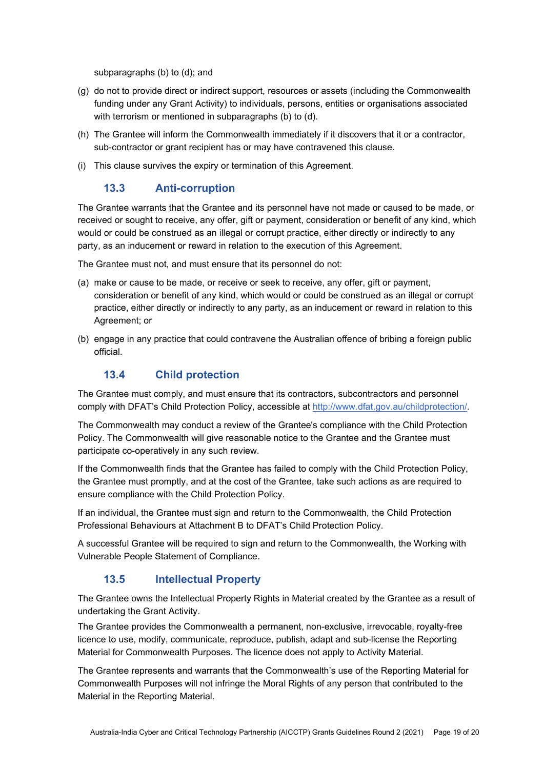subparagraphs (b) to (d); and

(g) do not to provide direct or indirect support, resources or assets (including the Commonwealth funding under any Grant Activity) to individuals, persons, entities or organisations associated with terrorism or mentioned in subparagraphs (b) to (d).

(h) The Grantee will inform the Commonwealth immediately if it discovers that it or a contractor, sub-contractor or grant recipient has or may have contravened this clause.

(i) This clause survives the expiry or termination of this Agreement.

### 13.3 Anti-corruption

The Grantee warrants that the Grantee and its personnel have not made or caused to be made, or received or sought to receive, any offer, gift or payment, consideration or benefit of any kind, which would or could be construed as an illegal or corrupt practice, either directly or indirectly to any party, as an inducement or reward in relation to the execution of this Agreement.

The Grantee must not, and must ensure that its personnel do not:

(a) make or cause to be made, or receive or seek to receive, any offer, gift or payment, consideration or benefit of any kind, which would or could be construed as an illegal or corrupt practice, either directly or indirectly to any party, as an inducement or reward in relation to this Agreement; or

(b) engage in any practice that could contravene the Australian offence of bribing a foreign public official.

### 13.4 Child protection

The Grantee must comply, and must ensure that its contractors, subcontractors and personnel comply with DFAT's Child Protection Policy, accessible at [http://www.dfat.gov.au/childprotection/](http://www.dfat.gov.au/childprotection/).

The Commonwealth may conduct a review of the Grantee's compliance with the Child Protection Policy. The Commonwealth will give reasonable notice to the Grantee and the Grantee must participate co-operatively in any such review.

If the Commonwealth finds that the Grantee has failed to comply with the Child Protection Policy, the Grantee must promptly, and at the cost of the Grantee, take such actions as are required to ensure compliance with the Child Protection Policy.

If an individual, the Grantee must sign and return to the Commonwealth, the Child Protection Professional Behaviours at Attachment B to DFAT's Child Protection Policy.

A successful Grantee will be required to sign and return to the Commonwealth, the Working with Vulnerable People Statement of Compliance.

### 13.5 Intellectual Property

The Grantee owns the Intellectual Property Rights in Material created by the Grantee as a result of undertaking the Grant Activity.

The Grantee provides the Commonwealth a permanent, non-exclusive, irrevocable, royalty-free licence to use, modify, communicate, reproduce, publish, adapt and sub-license the Reporting Material for Commonwealth Purposes. The licence does not apply to Activity Material.

The Grantee represents and warrants that the Commonwealth's use of the Reporting Material for Commonwealth Purposes will not infringe the Moral Rights of any person that contributed to the Material in the Reporting Material.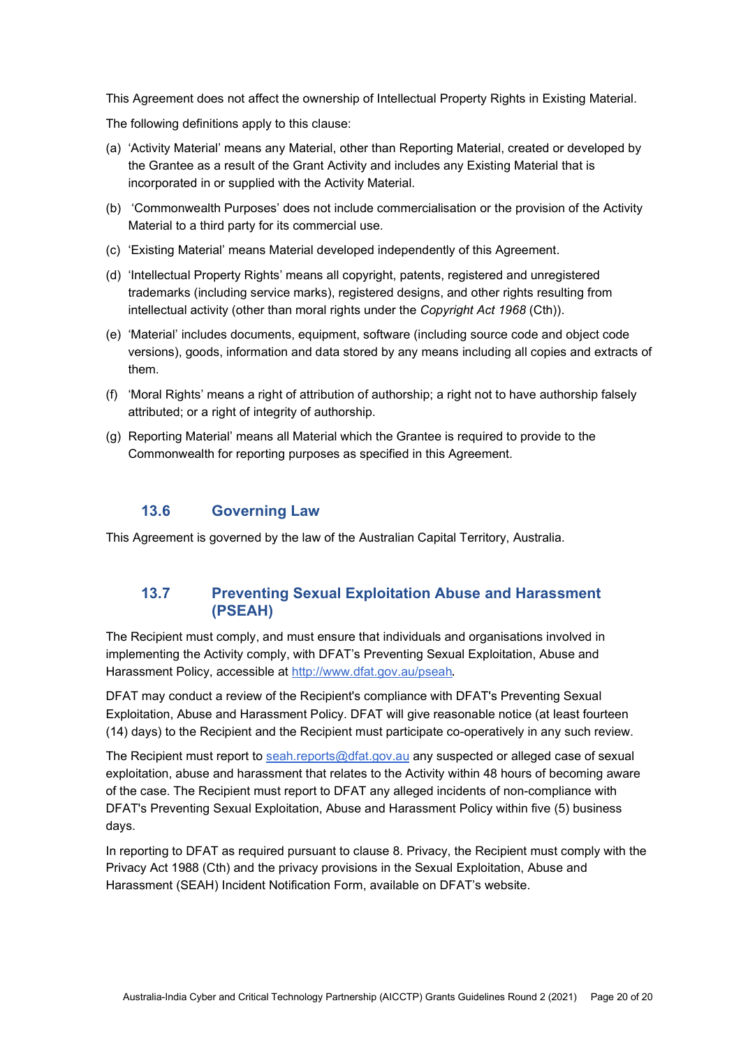This Agreement does not affect the ownership of Intellectual Property Rights in Existing Material.

The following definitions apply to this clause:

(a) 'Activity Material' means any Material, other than Reporting Material, created or developed by the Grantee as a result of the Grant Activity and includes any Existing Material that is incorporated in or supplied with the Activity Material.

(b) 'Commonwealth Purposes' does not include commercialisation or the provision of the Activity Material to a third party for its commercial use.

(c) 'Existing Material' means Material developed independently of this Agreement.

(d) 'Intellectual Property Rights' means all copyright, patents, registered and unregistered trademarks (including service marks), registered designs, and other rights resulting from intellectual activity (other than moral rights under the *Copyright Act 1968* (Cth)).

(e) 'Material' includes documents, equipment, software (including source code and object code versions), goods, information and data stored by any means including all copies and extracts of them.

(f) 'Moral Rights' means a right of attribution of authorship; a right not to have authorship falsely attributed; or a right of integrity of authorship.

(g) Reporting Material' means all Material which the Grantee is required to provide to the Commonwealth for reporting purposes as specified in this Agreement.

### 13.6 Governing Law

This Agreement is governed by the law of the Australian Capital Territory, Australia.

### 13.7 Preventing Sexual Exploitation Abuse and Harassment (PSEAH)

The Recipient must comply, and must ensure that individuals and organisations involved in implementing the Activity comply, with DFAT's Preventing Sexual Exploitation, Abuse and Harassment Policy, accessible at [http://www.dfat.gov.au/pseah](http://www.dfat.gov.au/pseah).

DFAT may conduct a review of the Recipient's compliance with DFAT's Preventing Sexual Exploitation, Abuse and Harassment Policy. DFAT will give reasonable notice (at least fourteen (14) days) to the Recipient and the Recipient must participate co-operatively in any such review.

The Recipient must report to [seah.reports@dfat.gov.au](mailto:seah.reports@dfat.gov.au) any suspected or alleged case of sexual exploitation, abuse and harassment that relates to the Activity within 48 hours of becoming aware of the case. The Recipient must report to DFAT any alleged incidents of non-compliance with DFAT's Preventing Sexual Exploitation, Abuse and Harassment Policy within five (5) business days.

In reporting to DFAT as required pursuant to clause 8. Privacy, the Recipient must comply with the Privacy Act 1988 (Cth) and the privacy provisions in the Sexual Exploitation, Abuse and Harassment (SEAH) Incident Notification Form, available on DFAT's website.